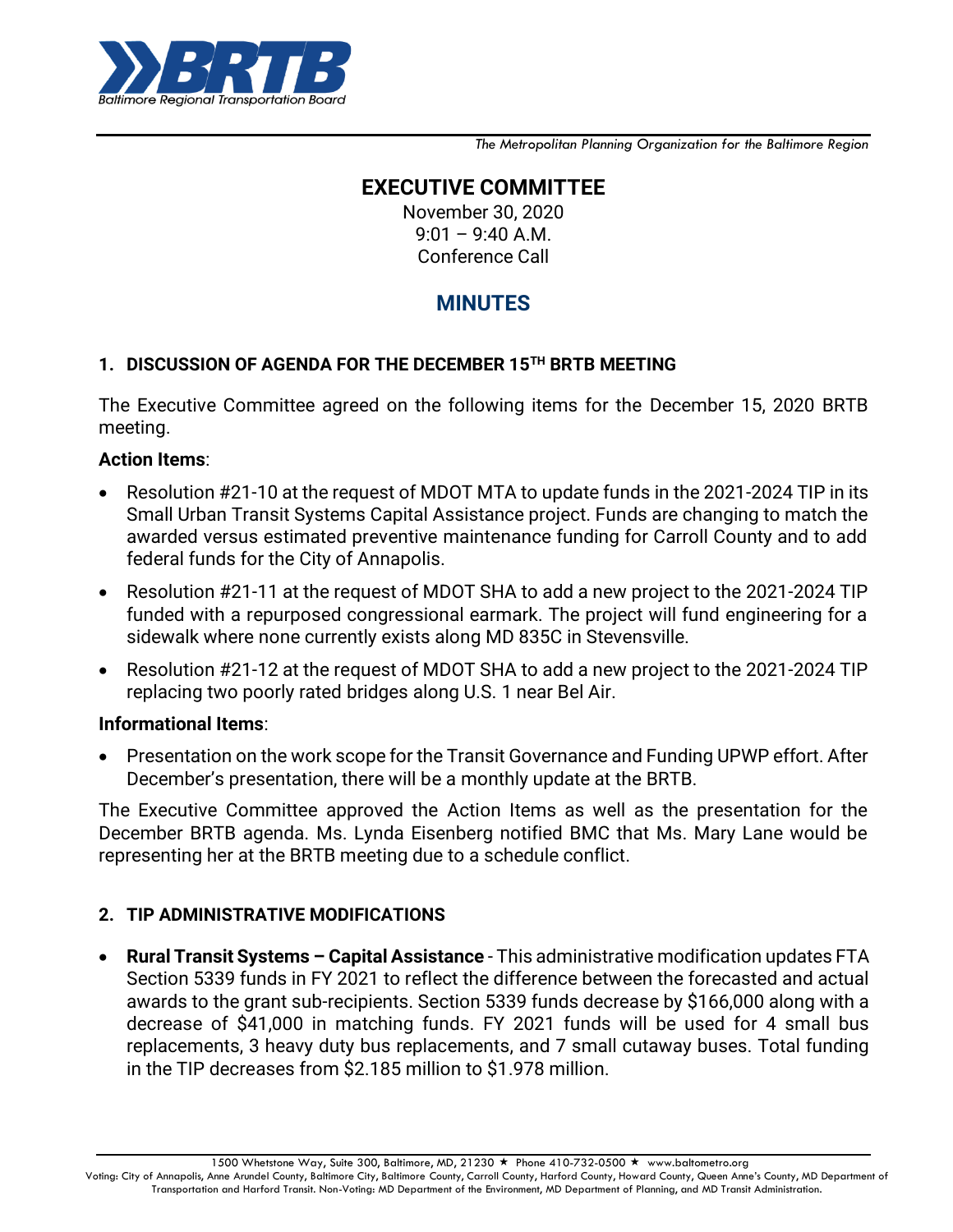*The Metropolitan Planning Organization for the Baltimore Region*

# EXECUTIVE COMMITTEE

November 30, 2020
9:01 – 9:40 A.M.
Conference Call

## MINUTES

### 1. DISCUSSION OF AGENDA FOR THE DECEMBER 15TH BRTB MEETING

The Executive Committee agreed on the following items for the December 15, 2020 BRTB meeting.

**Action Items**:

- Resolution #21-10 at the request of MDOT MTA to update funds in the 2021-2024 TIP in its Small Urban Transit Systems Capital Assistance project. Funds are changing to match the awarded versus estimated preventive maintenance funding for Carroll County and to add federal funds for the City of Annapolis.
- Resolution #21-11 at the request of MDOT SHA to add a new project to the 2021-2024 TIP funded with a repurposed congressional earmark. The project will fund engineering for a sidewalk where none currently exists along MD 835C in Stevensville.
- Resolution #21-12 at the request of MDOT SHA to add a new project to the 2021-2024 TIP replacing two poorly rated bridges along U.S. 1 near Bel Air.

**Informational Items**:

- Presentation on the work scope for the Transit Governance and Funding UPWP effort. After December's presentation, there will be a monthly update at the BRTB.

The Executive Committee approved the Action Items as well as the presentation for the December BRTB agenda. Ms. Lynda Eisenberg notified BMC that Ms. Mary Lane would be representing her at the BRTB meeting due to a schedule conflict.

### 2. TIP ADMINISTRATIVE MODIFICATIONS

- **Rural Transit Systems – Capital Assistance** - This administrative modification updates FTA Section 5339 funds in FY 2021 to reflect the difference between the forecasted and actual awards to the grant sub-recipients. Section 5339 funds decrease by $166,000 along with a decrease of $41,000 in matching funds. FY 2021 funds will be used for 4 small bus replacements, 3 heavy duty bus replacements, and 7 small cutaway buses. Total funding in the TIP decreases from $2.185 million to $1.978 million.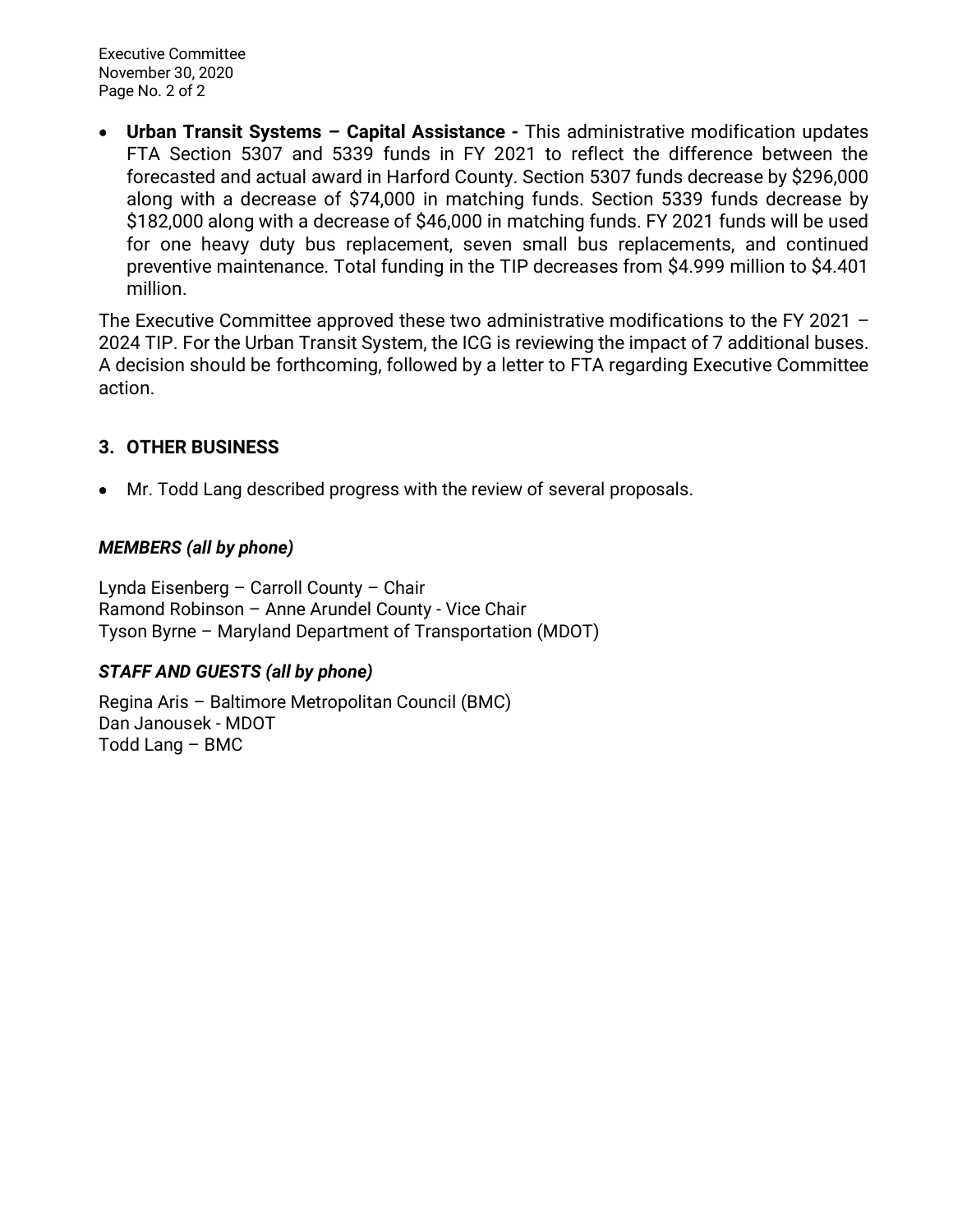- **Urban Transit Systems – Capital Assistance -** This administrative modification updates FTA Section 5307 and 5339 funds in FY 2021 to reflect the difference between the forecasted and actual award in Harford County. Section 5307 funds decrease by $296,000 along with a decrease of $74,000 in matching funds. Section 5339 funds decrease by $182,000 along with a decrease of $46,000 in matching funds. FY 2021 funds will be used for one heavy duty bus replacement, seven small bus replacements, and continued preventive maintenance. Total funding in the TIP decreases from $4.999 million to $4.401 million.

The Executive Committee approved these two administrative modifications to the FY 2021 – 2024 TIP. For the Urban Transit System, the ICG is reviewing the impact of 7 additional buses. A decision should be forthcoming, followed by a letter to FTA regarding Executive Committee action.

## 3. OTHER BUSINESS

- Mr. Todd Lang described progress with the review of several proposals.

### *MEMBERS (all by phone)*

Lynda Eisenberg – Carroll County – Chair
Ramond Robinson – Anne Arundel County - Vice Chair
Tyson Byrne – Maryland Department of Transportation (MDOT)

### *STAFF AND GUESTS (all by phone)*

Regina Aris – Baltimore Metropolitan Council (BMC)
Dan Janousek - MDOT
Todd Lang – BMC